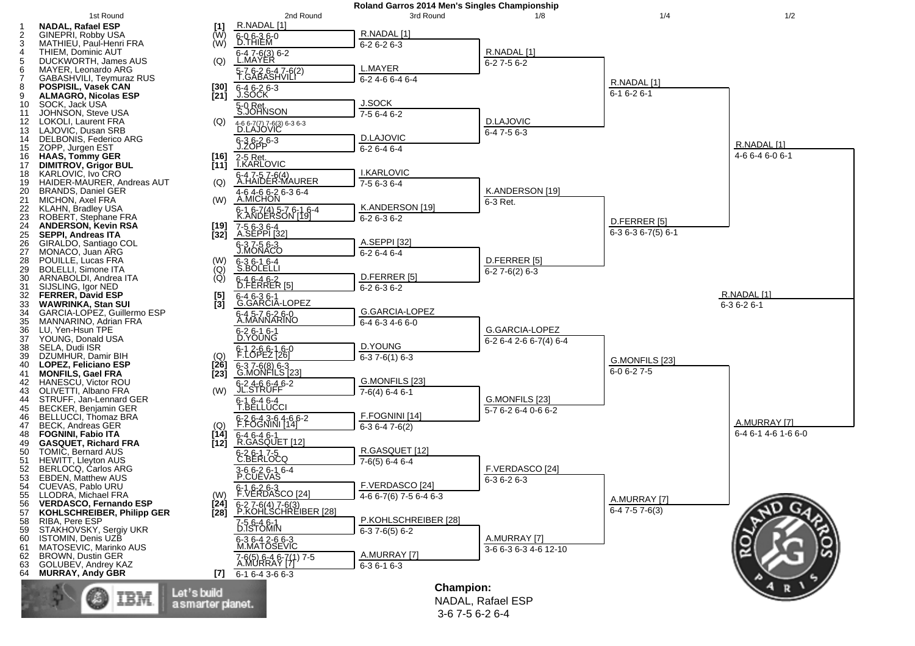# Roland Garros 2014 Men's Singles Championship

## 1st Round

| # | Player | Seed |
|---|---|---|
| 1 | **NADAL, Rafael ESP** | [1] |
| 2 | GINEPRI, Robby USA | (W) |
| 3 | MATHIEU, Paul-Henri FRA | (W) |
| 4 | THIEM, Dominic AUT | |
| 5 | DUCKWORTH, James AUS | (Q) |
| 6 | MAYER, Leonardo ARG | |
| 7 | GABASHVILI, Teymuraz RUS | |
| 8 | **POSPISIL, Vasek CAN** | [30] |
| 9 | **ALMAGRO, Nicolas ESP** | [21] |
| 10 | SOCK, Jack USA | |
| 11 | JOHNSON, Steve USA | |
| 12 | LOKOLI, Laurent FRA | (Q) |
| 13 | LAJOVIC, Dusan SRB | |
| 14 | DELBONIS, Federico ARG | |
| 15 | ZOPP, Jurgen EST | |
| 16 | **HAAS, Tommy GER** | [16] |
| 17 | **DIMITROV, Grigor BUL** | [11] |
| 18 | KARLOVIC, Ivo CRO | |
| 19 | HAIDER-MAURER, Andreas AUT | (Q) |
| 20 | BRANDS, Daniel GER | |
| 21 | MICHON, Axel FRA | (W) |
| 22 | KLAHN, Bradley USA | |
| 23 | ROBERT, Stephane FRA | |
| 24 | **ANDERSON, Kevin RSA** | [19] |
| 25 | **SEPPI, Andreas ITA** | [32] |
| 26 | GIRALDO, Santiago COL | |
| 27 | MONACO, Juan ARG | |
| 28 | POUILLE, Lucas FRA | (W) |
| 29 | BOLELLI, Simone ITA | (Q) |
| 30 | ARNABOLDI, Andrea ITA | (Q) |
| 31 | SIJSLING, Igor NED | |
| 32 | **FERRER, David ESP** | [5] |
| 33 | **WAWRINKA, Stan SUI** | [3] |
| 34 | GARCIA-LOPEZ, Guillermo ESP | |
| 35 | MANNARINO, Adrian FRA | |
| 36 | LU, Yen-Hsun TPE | |
| 37 | YOUNG, Donald USA | |
| 38 | SELA, Dudi ISR | |
| 39 | DZUMHUR, Damir BIH | (Q) |
| 40 | **LOPEZ, Feliciano ESP** | [26] |
| 41 | **MONFILS, Gael FRA** | [23] |
| 42 | HANESCU, Victor ROU | |
| 43 | OLIVETTI, Albano FRA | (W) |
| 44 | STRUFF, Jan-Lennard GER | |
| 45 | BECKER, Benjamin GER | |
| 46 | BELLUCCI, Thomaz BRA | |
| 47 | BECK, Andreas GER | (Q) |
| 48 | **FOGNINI, Fabio ITA** | [14] |
| 49 | **GASQUET, Richard FRA** | [12] |
| 50 | TOMIC, Bernard AUS | |
| 51 | HEWITT, Lleyton AUS | |
| 52 | BERLOCQ, Carlos ARG | |
| 53 | EBDEN, Matthew AUS | |
| 54 | CUEVAS, Pablo URU | |
| 55 | LLODRA, Michael FRA | (W) |
| 56 | **VERDASCO, Fernando ESP** | [24] |
| 57 | **KOHLSCHREIBER, Philipp GER** | [28] |
| 58 | RIBA, Pere ESP | |
| 59 | STAKHOVSKY, Sergiy UKR | |
| 60 | ISTOMIN, Denis UZB | |
| 61 | MATOSEVIC, Marinko AUS | |
| 62 | BROWN, Dustin GER | |
| 63 | GOLUBEV, Andrey KAZ | |
| 64 | **MURRAY, Andy GBR** | [7] |

## 2nd Round

| Winner | Score |
|---|---|
| R.NADAL [1] | 6-0 6-3 6-0 |
| D.THIEM | 6-4 7-6(3) 6-2 |
| L.MAYER | 5-7 6-2 6-4 7-6(2) |
| T.GABASHVILI | 6-4 6-2 6-3 |
| J.SOCK | 5-0 Ret. |
| S.JOHNSON | |
| D.LAJOVIC | 4-6 6-7(7) 7-6(3) 6-3 6-3 |
| J.ZOPP | 6-3 6-2 6-3 |
| I.KARLOVIC | 2-5 Ret. |
| A.HAIDER-MAURER | 6-4 7-5 7-6(4) |
| A.MICHON | 4-6 4-6 6-2 6-3 6-4 |
| K.ANDERSON [19] | 6-1 6-7(4) 5-7 6-1 6-4 |
| A.SEPPI [32] | 7-5 6-3 6-4 |
| J.MONACO | 6-3 7-5 6-3 |
| S.BOLELLI | 6-3 6-1 6-4 |
| D.FERRER [5] | 6-4 6-4 6-2 |
| G.GARCIA-LOPEZ | 6-4 6-3 6-1 |
| A.MANNARINO | 6-4 5-7 6-2 6-0 |
| D.YOUNG | 6-2 6-1 6-1 |
| F.LOPEZ [26] | 6-1 2-6 6-1 6-0 |
| G.MONFILS [23] | 6-3 7-6(8) 6-3 |
| JL.STRUFF | 6-2 4-6 6-4 6-2 |
| T.BELLUCCI | 6-1 6-4 6-4 |
| F.FOGNINI [14] | 6-2 6-4 3-6 4-6 6-2 |
| R.GASQUET [12] | 6-4 6-4 6-1 |
| C.BERLOCQ | 6-2 6-1 7-5 |
| P.CUEVAS | 3-6 6-2 6-1 6-4 |
| F.VERDASCO [24] | 6-1 6-2 6-3 |
| P.KOHLSCHREIBER [28] | 6-2 7-6(4) 7-6(3) |
| D.ISTOMIN | 7-5 6-4 6-1 |
| M.MATOSEVIC | 6-3 6-4 2-6 6-3 |
| A.MURRAY [7] | 7-6(5) 6-4 6-7(1) 7-5 |
| | 6-1 6-4 3-6 6-3 |

## 3rd Round

| Winner | Score |
|---|---|
| R.NADAL [1] | 6-2 6-2 6-3 |
| L.MAYER | 6-2 4-6 6-4 6-4 |
| J.SOCK | 7-5 6-4 6-2 |
| D.LAJOVIC | 6-2 6-4 6-4 |
| I.KARLOVIC | 7-5 6-3 6-4 |
| K.ANDERSON [19] | 6-2 6-3 6-2 |
| A.SEPPI [32] | 6-2 6-4 6-4 |
| D.FERRER [5] | 6-2 6-3 6-2 |
| G.GARCIA-LOPEZ | 6-4 6-3 4-6 6-0 |
| D.YOUNG | 6-3 7-6(1) 6-3 |
| G.MONFILS [23] | 7-6(4) 6-4 6-1 |
| F.FOGNINI [14] | 6-3 6-4 7-6(2) |
| R.GASQUET [12] | 7-6(5) 6-4 6-4 |
| F.VERDASCO [24] | 4-6 6-7(6) 7-5 6-4 6-3 |
| P.KOHLSCHREIBER [28] | 6-3 7-6(5) 6-2 |
| A.MURRAY [7] | 6-3 6-1 6-3 |

## 1/8

| Winner | Score |
|---|---|
| R.NADAL [1] | 6-2 7-5 6-2 |
| D.LAJOVIC | 6-4 7-5 6-3 |
| K.ANDERSON [19] | 6-3 Ret. |
| D.FERRER [5] | 6-2 7-6(2) 6-3 |
| G.GARCIA-LOPEZ | 6-2 6-4 2-6 6-7(4) 6-4 |
| G.MONFILS [23] | 5-7 6-2 6-4 0-6 6-2 |
| F.VERDASCO [24] | 6-3 6-2 6-3 |
| A.MURRAY [7] | 3-6 6-3 6-3 4-6 12-10 |

## 1/4

| Winner | Score |
|---|---|
| R.NADAL [1] | 6-1 6-2 6-1 |
| D.FERRER [5] | 6-3 6-3 6-7(5) 6-1 |
| G.MONFILS [23] | 6-0 6-2 7-5 |
| A.MURRAY [7] | 6-4 7-5 7-6(3) |

## 1/2

| Winner | Score |
|---|---|
| R.NADAL [1] | 4-6 6-4 6-0 6-1 |
| A.MURRAY [7] | 6-4 6-1 4-6 1-6 6-0 |

## Final

| Winner | Score |
|---|---|
| R.NADAL [1] | 6-3 6-2 6-1 |

**Champion:**
NADAL, Rafael ESP
3-6 7-5 6-2 6-4

IBM Let's build a smarter planet.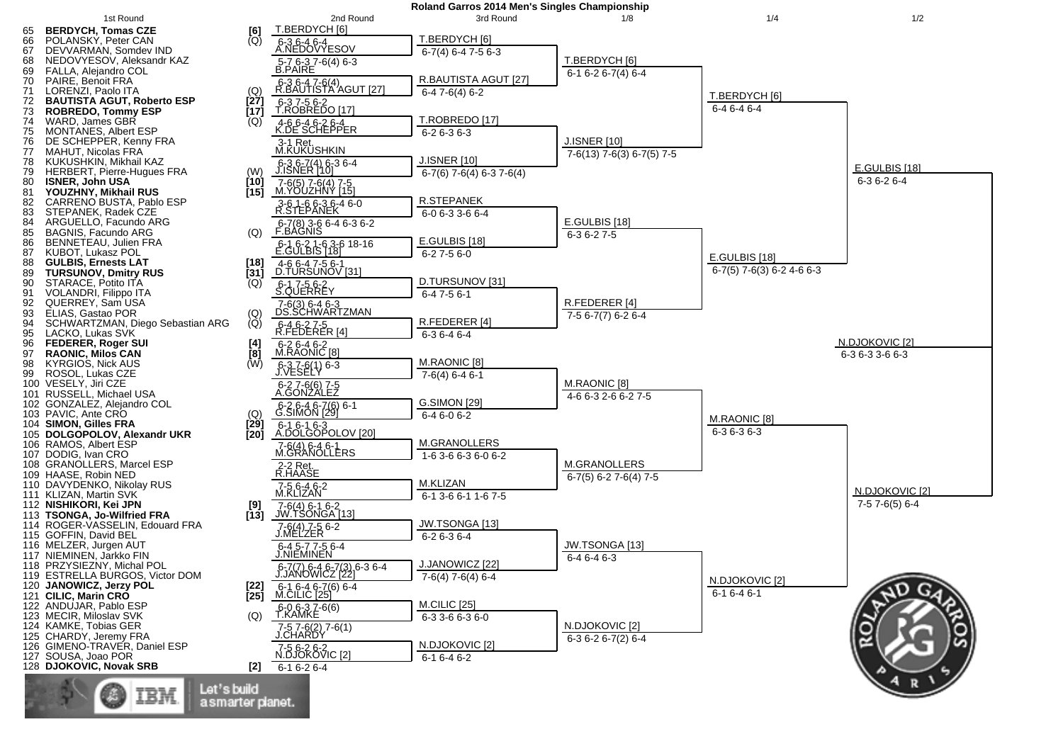# Roland Garros 2014 Men's Singles Championship

## 1st Round

| No. | Player | Seed / Entry |
| --- | --- | --- |
| 65 | **BERDYCH, Tomas CZE** | [6] |
| 66 | POLANSKY, Peter CAN | (Q) |
| 67 | DEVVARMAN, Somdev IND | |
| 68 | NEDOVYESOV, Aleksandr KAZ | |
| 69 | FALLA, Alejandro COL | |
| 70 | PAIRE, Benoit FRA | |
| 71 | LORENZI, Paolo ITA | (Q) |
| 72 | **BAUTISTA AGUT, Roberto ESP** | [27] |
| 73 | **ROBREDO, Tommy ESP** | [17] |
| 74 | WARD, James GBR | (Q) |
| 75 | MONTANES, Albert ESP | |
| 76 | DE SCHEPPER, Kenny FRA | |
| 77 | MAHUT, Nicolas FRA | |
| 78 | KUKUSHKIN, Mikhail KAZ | |
| 79 | HERBERT, Pierre-Hugues FRA | (W) |
| 80 | **ISNER, John USA** | [10] |
| 81 | **YOUZHNY, Mikhail RUS** | [15] |
| 82 | CARRENO BUSTA, Pablo ESP | |
| 83 | STEPANEK, Radek CZE | |
| 84 | ARGUELLO, Facundo ARG | |
| 85 | BAGNIS, Facundo ARG | (Q) |
| 86 | BENNETEAU, Julien FRA | |
| 87 | KUBOT, Lukasz POL | |
| 88 | **GULBIS, Ernests LAT** | [18] |
| 89 | **TURSUNOV, Dmitry RUS** | [31] |
| 90 | STARACE, Potito ITA | (Q) |
| 91 | VOLANDRI, Filippo ITA | |
| 92 | QUERREY, Sam USA | |
| 93 | ELIAS, Gastao POR | (Q) |
| 94 | SCHWARTZMAN, Diego Sebastian ARG | (Q) |
| 95 | LACKO, Lukas SVK | |
| 96 | **FEDERER, Roger SUI** | [4] |
| 97 | **RAONIC, Milos CAN** | [8] |
| 98 | KYRGIOS, Nick AUS | (W) |
| 99 | ROSOL, Lukas CZE | |
| 100 | VESELY, Jiri CZE | |
| 101 | RUSSELL, Michael USA | |
| 102 | GONZALEZ, Alejandro COL | |
| 103 | PAVIC, Ante CRO | (Q) |
| 104 | **SIMON, Gilles FRA** | [29] |
| 105 | **DOLGOPOLOV, Alexandr UKR** | [20] |
| 106 | RAMOS, Albert ESP | |
| 107 | DODIG, Ivan CRO | |
| 108 | GRANOLLERS, Marcel ESP | |
| 109 | HAASE, Robin NED | |
| 110 | DAVYDENKO, Nikolay RUS | |
| 111 | KLIZAN, Martin SVK | |
| 112 | **NISHIKORI, Kei JPN** | [9] |
| 113 | **TSONGA, Jo-Wilfried FRA** | [13] |
| 114 | ROGER-VASSELIN, Edouard FRA | |
| 115 | GOFFIN, David BEL | |
| 116 | MELZER, Jurgen AUT | |
| 117 | NIEMINEN, Jarkko FIN | |
| 118 | PRZYSIEZNY, Michal POL | |
| 119 | ESTRELLA BURGOS, Victor DOM | |
| 120 | **JANOWICZ, Jerzy POL** | [22] |
| 121 | **CILIC, Marin CRO** | [25] |
| 122 | ANDUJAR, Pablo ESP | |
| 123 | MECIR, Miloslav SVK | (Q) |
| 124 | KAMKE, Tobias GER | |
| 125 | CHARDY, Jeremy FRA | |
| 126 | GIMENO-TRAVER, Daniel ESP | |
| 127 | SOUSA, Joao POR | |
| 128 | **DJOKOVIC, Novak SRB** | [2] |

## 2nd Round

| Player | Score |
| --- | --- |
| T.BERDYCH [6] | 6-3 6-4 6-4 |
| A.NEDOVYESOV | 5-7 6-3 7-6(4) 6-3 |
| B.PAIRE | 6-3 6-4 7-6(4) |
| R.BAUTISTA AGUT [27] | 6-3 7-5 6-2 |
| T.ROBREDO [17] | 4-6 6-4 6-2 6-4 |
| K.DE SCHEPPER | 3-1 Ret. |
| M.KUKUSHKIN | 6-3 6-7(4) 6-3 6-4 |
| J.ISNER [10] | 7-6(5) 7-6(4) 7-5 |
| M.YOUZHNY [15] | 3-6 1-6 6-3 6-4 6-0 |
| R.STEPANEK | 6-7(8) 3-6 6-4 6-3 6-2 |
| F.BAGNIS | 6-1 6-2 1-6 3-6 18-16 |
| E.GULBIS [18] | 4-6 6-4 7-5 6-1 |
| D.TURSUNOV [31] | 6-1 7-5 6-2 |
| S.QUERREY | 7-6(3) 6-4 6-3 |
| DS.SCHWARTZMAN | 6-4 6-2 7-5 |
| R.FEDERER [4] | 6-2 6-4 6-2 |
| M.RAONIC [8] | 6-3 7-6(1) 6-3 |
| J.VESELY | 6-2 7-6(6) 7-5 |
| A.GONZALEZ | 6-2 6-4 6-7(6) 6-1 |
| G.SIMON [29] | 6-1 6-1 6-3 |
| A.DOLGOPOLOV [20] | 7-6(4) 6-4 6-1 |
| M.GRANOLLERS | 2-2 Ret. |
| R.HAASE | 7-5 6-4 6-2 |
| M.KLIZAN | 7-6(4) 6-1 6-2 |
| JW.TSONGA [13] | 7-6(4) 7-5 6-2 |
| J.MELZER | 6-4 5-7 7-5 6-4 |
| J.NIEMINEN | 6-7(7) 6-4 6-7(3) 6-3 6-4 |
| J.JANOWICZ [22] | 6-1 6-4 6-7(6) 6-4 |
| M.CILIC [25] | 6-0 6-3 7-6(6) |
| T.KAMKE | 7-5 7-6(2) 7-6(1) |
| J.CHARDY | 7-5 6-2 6-2 |
| N.DJOKOVIC [2] | 6-1 6-2 6-4 |

## 3rd Round

| Player | Score |
| --- | --- |
| T.BERDYCH [6] | 6-7(4) 6-4 7-5 6-3 |
| R.BAUTISTA AGUT [27] | 6-4 7-6(4) 6-2 |
| T.ROBREDO [17] | 6-2 6-3 6-3 |
| J.ISNER [10] | 6-7(6) 7-6(4) 6-3 7-6(4) |
| R.STEPANEK | 6-0 6-3 3-6 6-4 |
| E.GULBIS [18] | 6-2 7-5 6-0 |
| D.TURSUNOV [31] | 6-4 7-5 6-1 |
| R.FEDERER [4] | 6-3 6-4 6-4 |
| M.RAONIC [8] | 7-6(4) 6-4 6-1 |
| G.SIMON [29] | 6-4 6-0 6-2 |
| M.GRANOLLERS | 1-6 3-6 6-3 6-0 6-2 |
| M.KLIZAN | 6-1 3-6 6-1 1-6 7-5 |
| JW.TSONGA [13] | 6-2 6-3 6-4 |
| J.JANOWICZ [22] | 7-6(4) 7-6(4) 6-4 |
| M.CILIC [25] | 6-3 3-6 6-3 6-0 |
| N.DJOKOVIC [2] | 6-1 6-4 6-2 |

## 1/8

| Player | Score |
| --- | --- |
| T.BERDYCH [6] | 6-1 6-2 6-7(4) 6-4 |
| J.ISNER [10] | 7-6(13) 7-6(3) 6-7(5) 7-5 |
| E.GULBIS [18] | 6-3 6-2 7-5 |
| R.FEDERER [4] | 7-5 6-7(7) 6-2 6-4 |
| M.RAONIC [8] | 4-6 6-3 2-6 6-2 7-5 |
| M.GRANOLLERS | 6-7(5) 6-2 7-6(4) 7-5 |
| JW.TSONGA [13] | 6-4 6-4 6-3 |
| N.DJOKOVIC [2] | 6-3 6-2 6-7(2) 6-4 |

## 1/4

| Player | Score |
| --- | --- |
| T.BERDYCH [6] | 6-4 6-4 6-4 |
| E.GULBIS [18] | 6-7(5) 7-6(3) 6-2 4-6 6-3 |
| M.RAONIC [8] | 6-3 6-3 6-3 |
| N.DJOKOVIC [2] | 6-1 6-4 6-1 |

## 1/2

| Player | Score |
| --- | --- |
| E.GULBIS [18] | 6-3 6-2 6-4 |
| N.DJOKOVIC [2] | 7-5 7-6(5) 6-4 |

## Final

| Player | Score |
| --- | --- |
| N.DJOKOVIC [2] | 6-3 6-3 3-6 6-3 |

IBM Let's build a smarter planet.